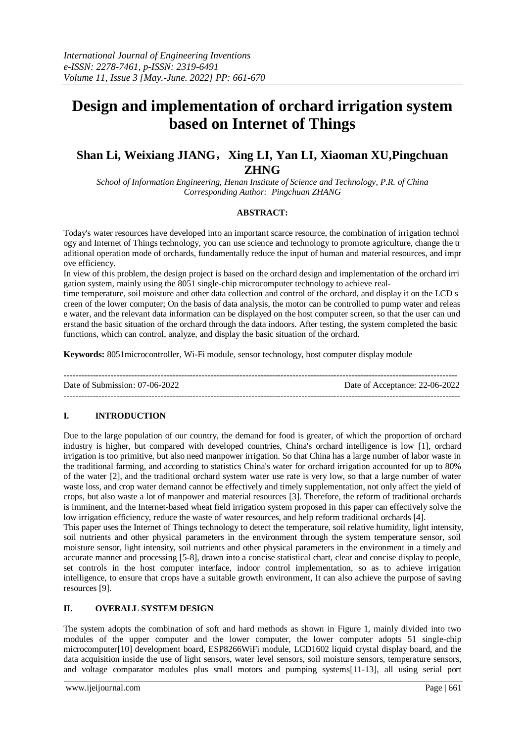*International Journal of Engineering Inventions*
*e-ISSN: 2278-7461, p-ISSN: 2319-6491*
*Volume 11, Issue 3 [May.-June. 2022] PP: 661-670*

# Design and implementation of orchard irrigation system based on Internet of Things

## Shan Li, Weixiang JIANG，Xing LI, Yan LI, Xiaoman XU,Pingchuan ZHNG

*School of Information Engineering, Henan Institute of Science and Technology, P.R. of China*
*Corresponding Author: Pingchuan ZHANG*

**ABSTRACT:**

Today's water resources have developed into an important scarce resource, the combination of irrigation technol ogy and Internet of Things technology, you can use science and technology to promote agriculture, change the tr aditional operation mode of orchards, fundamentally reduce the input of human and material resources, and impr ove efficiency.

In view of this problem, the design project is based on the orchard design and implementation of the orchard irri gation system, mainly using the 8051 single-chip microcomputer technology to achieve real-time temperature, soil moisture and other data collection and control of the orchard, and display it on the LCD s creen of the lower computer; On the basis of data analysis, the motor can be controlled to pump water and releas e water, and the relevant data information can be displayed on the host computer screen, so that the user can und erstand the basic situation of the orchard through the data indoors. After testing, the system completed the basic functions, which can control, analyze, and display the basic situation of the orchard.

**Keywords:** 8051microcontroller, Wi-Fi module, sensor technology, host computer display module

---

Date of Submission: 07-06-2022 Date of Acceptance: 22-06-2022

---

## I. INTRODUCTION

Due to the large population of our country, the demand for food is greater, of which the proportion of orchard industry is higher, but compared with developed countries, China's orchard intelligence is low [1], orchard irrigation is too primitive, but also need manpower irrigation. So that China has a large number of labor waste in the traditional farming, and according to statistics China's water for orchard irrigation accounted for up to 80% of the water [2], and the traditional orchard system water use rate is very low, so that a large number of water waste loss, and crop water demand cannot be effectively and timely supplementation, not only affect the yield of crops, but also waste a lot of manpower and material resources [3]. Therefore, the reform of traditional orchards is imminent, and the Internet-based wheat field irrigation system proposed in this paper can effectively solve the low irrigation efficiency, reduce the waste of water resources, and help reform traditional orchards [4].

This paper uses the Internet of Things technology to detect the temperature, soil relative humidity, light intensity, soil nutrients and other physical parameters in the environment through the system temperature sensor, soil moisture sensor, light intensity, soil nutrients and other physical parameters in the environment in a timely and accurate manner and processing [5-8], drawn into a concise statistical chart, clear and concise display to people, set controls in the host computer interface, indoor control implementation, so as to achieve irrigation intelligence, to ensure that crops have a suitable growth environment, It can also achieve the purpose of saving resources [9].

## II. OVERALL SYSTEM DESIGN

The system adopts the combination of soft and hard methods as shown in Figure 1, mainly divided into two modules of the upper computer and the lower computer, the lower computer adopts 51 single-chip microcomputer[10] development board, ESP8266WiFi module, LCD1602 liquid crystal display board, and the data acquisition inside the use of light sensors, water level sensors, soil moisture sensors, temperature sensors, and voltage comparator modules plus small motors and pumping systems[11-13], all using serial port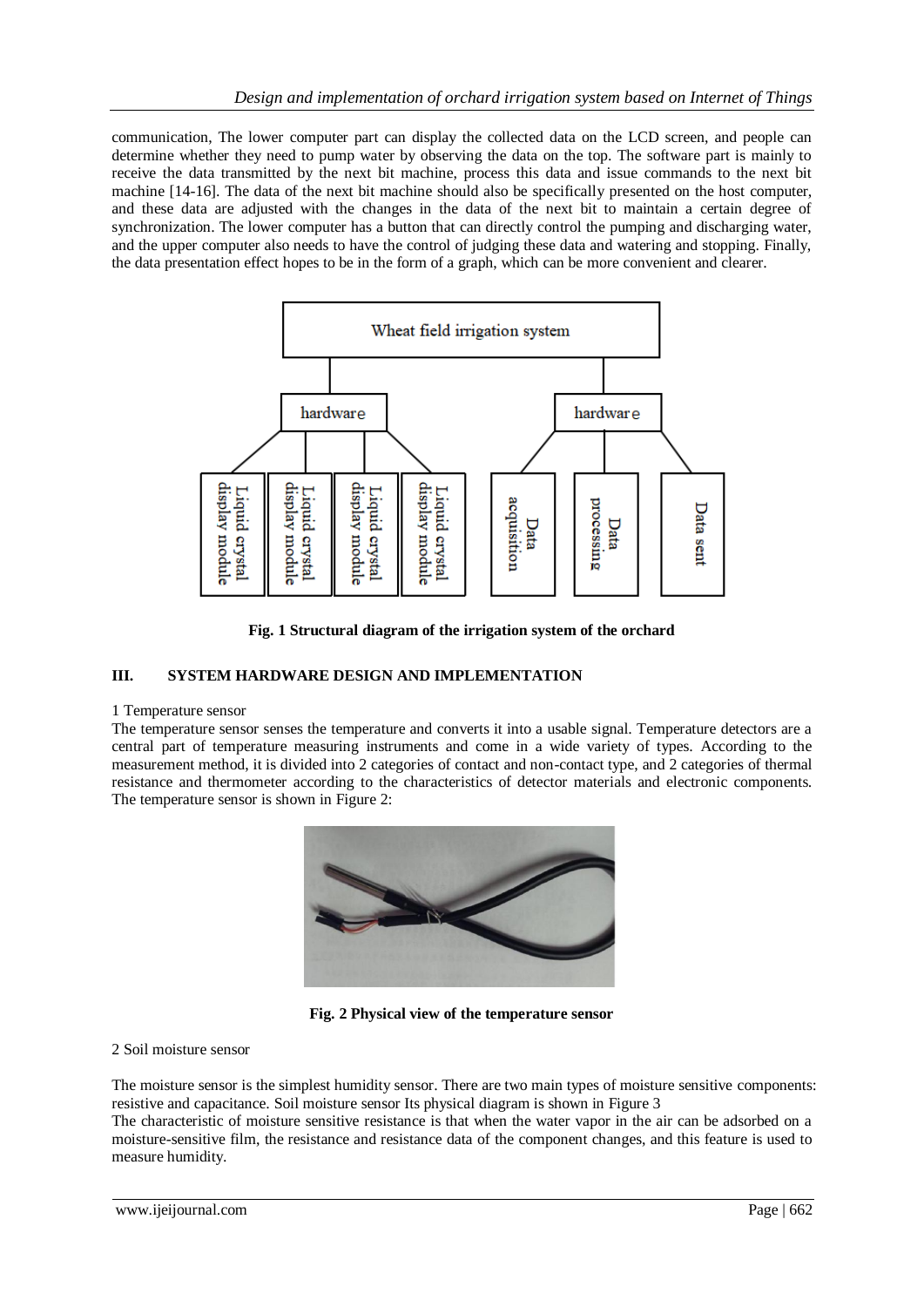communication, The lower computer part can display the collected data on the LCD screen, and people can determine whether they need to pump water by observing the data on the top. The software part is mainly to receive the data transmitted by the next bit machine, process this data and issue commands to the next bit machine [14-16]. The data of the next bit machine should also be specifically presented on the host computer, and these data are adjusted with the changes in the data of the next bit to maintain a certain degree of synchronization. The lower computer has a button that can directly control the pumping and discharging water, and the upper computer also needs to have the control of judging these data and watering and stopping. Finally, the data presentation effect hopes to be in the form of a graph, which can be more convenient and clearer.

**Fig. 1 Structural diagram of the irrigation system of the orchard**

## III. SYSTEM HARDWARE DESIGN AND IMPLEMENTATION

1 Temperature sensor

The temperature sensor senses the temperature and converts it into a usable signal. Temperature detectors are a central part of temperature measuring instruments and come in a wide variety of types. According to the measurement method, it is divided into 2 categories of contact and non-contact type, and 2 categories of thermal resistance and thermometer according to the characteristics of detector materials and electronic components. The temperature sensor is shown in Figure 2:

**Fig. 2 Physical view of the temperature sensor**

2 Soil moisture sensor

The moisture sensor is the simplest humidity sensor. There are two main types of moisture sensitive components: resistive and capacitance. Soil moisture sensor Its physical diagram is shown in Figure 3

The characteristic of moisture sensitive resistance is that when the water vapor in the air can be adsorbed on a moisture-sensitive film, the resistance and resistance data of the component changes, and this feature is used to measure humidity.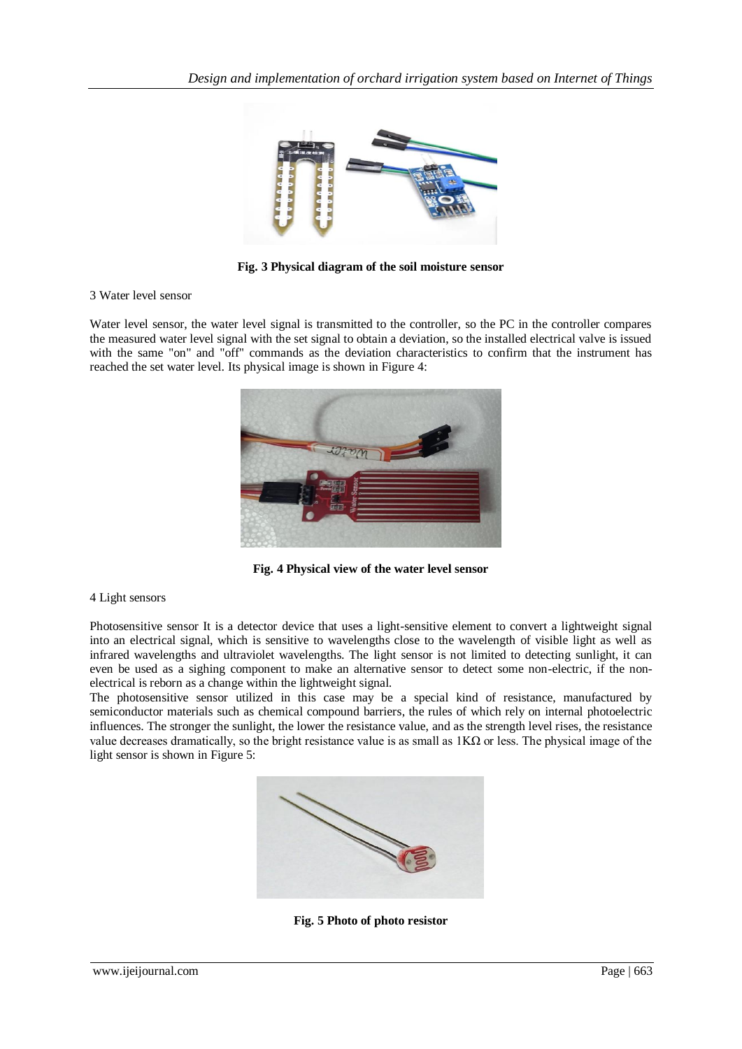Fig. 3 Physical diagram of the soil moisture sensor

3 Water level sensor

Water level sensor, the water level signal is transmitted to the controller, so the PC in the controller compares the measured water level signal with the set signal to obtain a deviation, so the installed electrical valve is issued with the same "on" and "off" commands as the deviation characteristics to confirm that the instrument has reached the set water level. Its physical image is shown in Figure 4:

Fig. 4 Physical view of the water level sensor

4 Light sensors

Photosensitive sensor It is a detector device that uses a light-sensitive element to convert a lightweight signal into an electrical signal, which is sensitive to wavelengths close to the wavelength of visible light as well as infrared wavelengths and ultraviolet wavelengths. The light sensor is not limited to detecting sunlight, it can even be used as a sighing component to make an alternative sensor to detect some non-electric, if the non-electrical is reborn as a change within the lightweight signal.

The photosensitive sensor utilized in this case may be a special kind of resistance, manufactured by semiconductor materials such as chemical compound barriers, the rules of which rely on internal photoelectric influences. The stronger the sunlight, the lower the resistance value, and as the strength level rises, the resistance value decreases dramatically, so the bright resistance value is as small as 1KΩ or less. The physical image of the light sensor is shown in Figure 5:

Fig. 5 Photo of photo resistor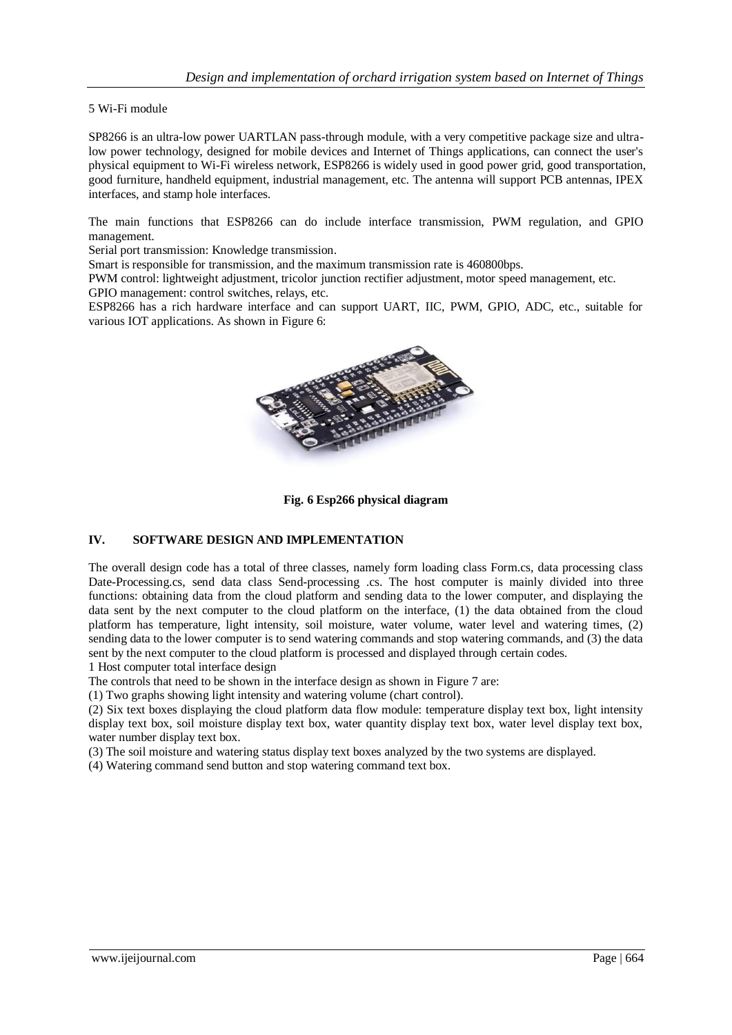5 Wi-Fi module

SP8266 is an ultra-low power UARTLAN pass-through module, with a very competitive package size and ultra-low power technology, designed for mobile devices and Internet of Things applications, can connect the user's physical equipment to Wi-Fi wireless network, ESP8266 is widely used in good power grid, good transportation, good furniture, handheld equipment, industrial management, etc. The antenna will support PCB antennas, IPEX interfaces, and stamp hole interfaces.

The main functions that ESP8266 can do include interface transmission, PWM regulation, and GPIO management.

Serial port transmission: Knowledge transmission.

Smart is responsible for transmission, and the maximum transmission rate is 460800bps.

PWM control: lightweight adjustment, tricolor junction rectifier adjustment, motor speed management, etc.

GPIO management: control switches, relays, etc.

ESP8266 has a rich hardware interface and can support UART, IIC, PWM, GPIO, ADC, etc., suitable for various IOT applications. As shown in Figure 6:

**Fig. 6 Esp266 physical diagram**

## IV. SOFTWARE DESIGN AND IMPLEMENTATION

The overall design code has a total of three classes, namely form loading class Form.cs, data processing class Date-Processing.cs, send data class Send-processing .cs. The host computer is mainly divided into three functions: obtaining data from the cloud platform and sending data to the lower computer, and displaying the data sent by the next computer to the cloud platform on the interface, (1) the data obtained from the cloud platform has temperature, light intensity, soil moisture, water volume, water level and watering times, (2) sending data to the lower computer is to send watering commands and stop watering commands, and (3) the data sent by the next computer to the cloud platform is processed and displayed through certain codes.

1 Host computer total interface design

The controls that need to be shown in the interface design as shown in Figure 7 are:

(1) Two graphs showing light intensity and watering volume (chart control).

(2) Six text boxes displaying the cloud platform data flow module: temperature display text box, light intensity display text box, soil moisture display text box, water quantity display text box, water level display text box, water number display text box.

(3) The soil moisture and watering status display text boxes analyzed by the two systems are displayed.

(4) Watering command send button and stop watering command text box.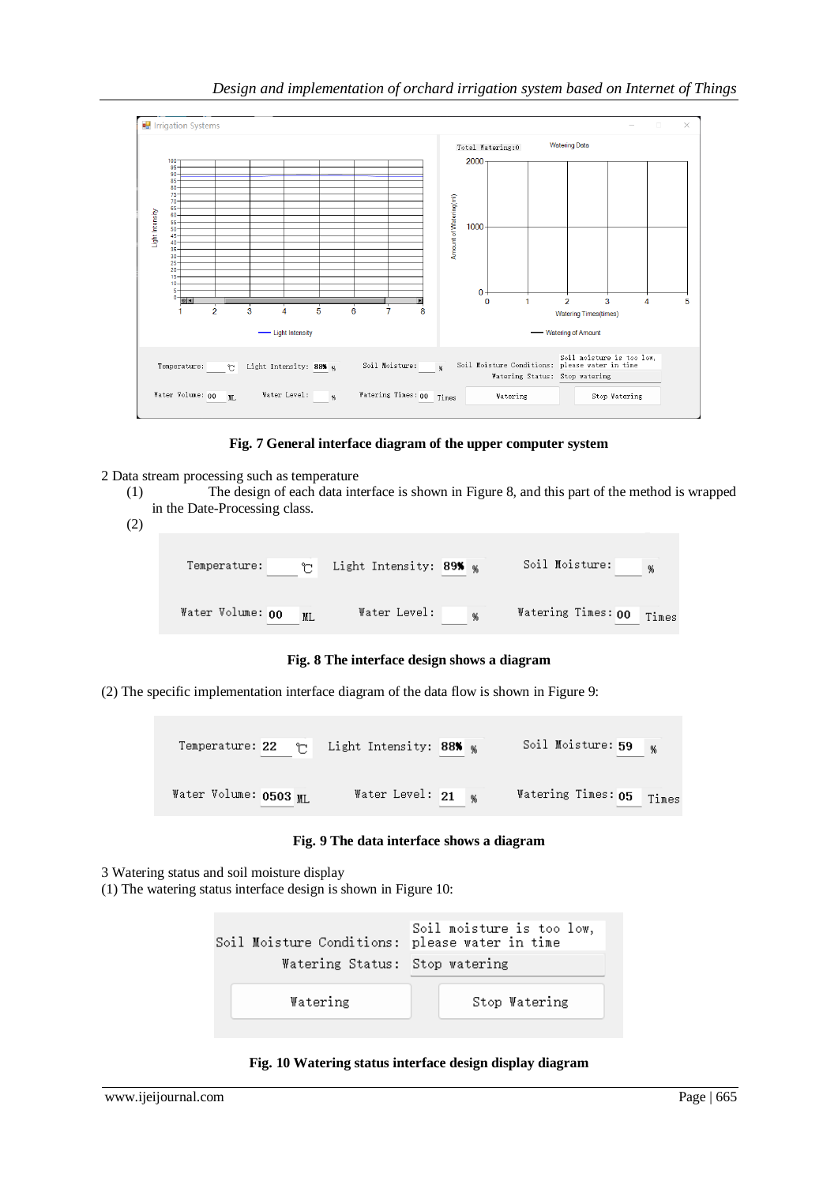Fig. 7 General interface diagram of the upper computer system

2 Data stream processing such as temperature

(1) The design of each data interface is shown in Figure 8, and this part of the method is wrapped in the Date-Processing class.

(2)

Fig. 8 The interface design shows a diagram

(2) The specific implementation interface diagram of the data flow is shown in Figure 9:

Fig. 9 The data interface shows a diagram

3 Watering status and soil moisture display

(1) The watering status interface design is shown in Figure 10:

Fig. 10 Watering status interface design display diagram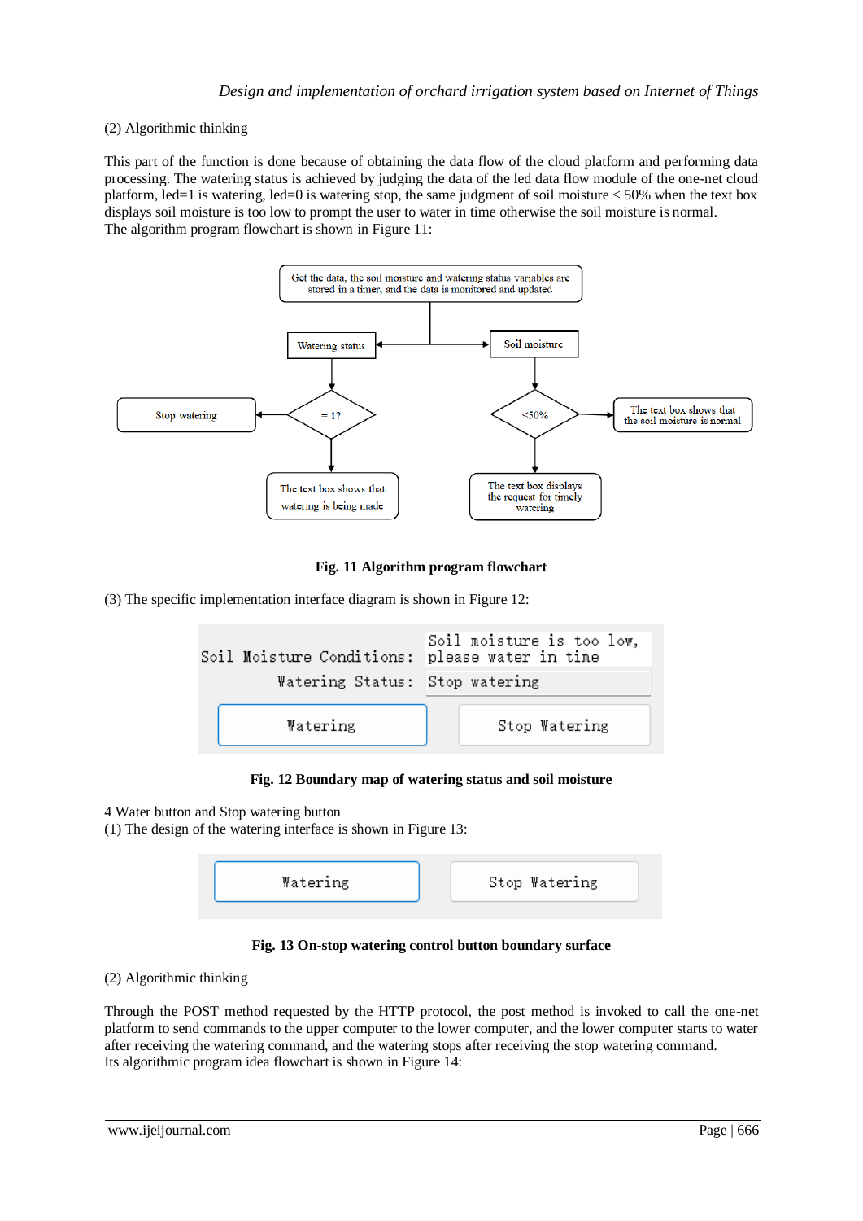(2) Algorithmic thinking

This part of the function is done because of obtaining the data flow of the cloud platform and performing data processing. The watering status is achieved by judging the data of the led data flow module of the one-net cloud platform, led=1 is watering, led=0 is watering stop, the same judgment of soil moisture < 50% when the text box displays soil moisture is too low to prompt the user to water in time otherwise the soil moisture is normal.
The algorithm program flowchart is shown in Figure 11:

**Fig. 11 Algorithm program flowchart**

(3) The specific implementation interface diagram is shown in Figure 12:

**Fig. 12 Boundary map of watering status and soil moisture**

4 Water button and Stop watering button
(1) The design of the watering interface is shown in Figure 13:

**Fig. 13 On-stop watering control button boundary surface**

(2) Algorithmic thinking

Through the POST method requested by the HTTP protocol, the post method is invoked to call the one-net platform to send commands to the upper computer to the lower computer, and the lower computer starts to water after receiving the watering command, and the watering stops after receiving the stop watering command.
Its algorithmic program idea flowchart is shown in Figure 14: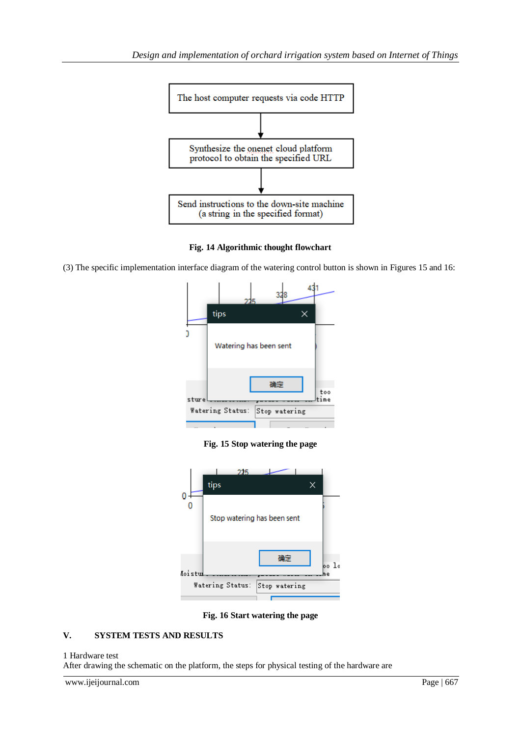The host computer requests via code HTTP

↓

Synthesize the onenet cloud platform protocol to obtain the specified URL

↓

Send instructions to the down-site machine (a string in the specified format)

**Fig. 14 Algorithmic thought flowchart**

(3) The specific implementation interface diagram of the watering control button is shown in Figures 15 and 16:

**Fig. 15 Stop watering the page**

**Fig. 16 Start watering the page**

## V. SYSTEM TESTS AND RESULTS

1 Hardware test

After drawing the schematic on the platform, the steps for physical testing of the hardware are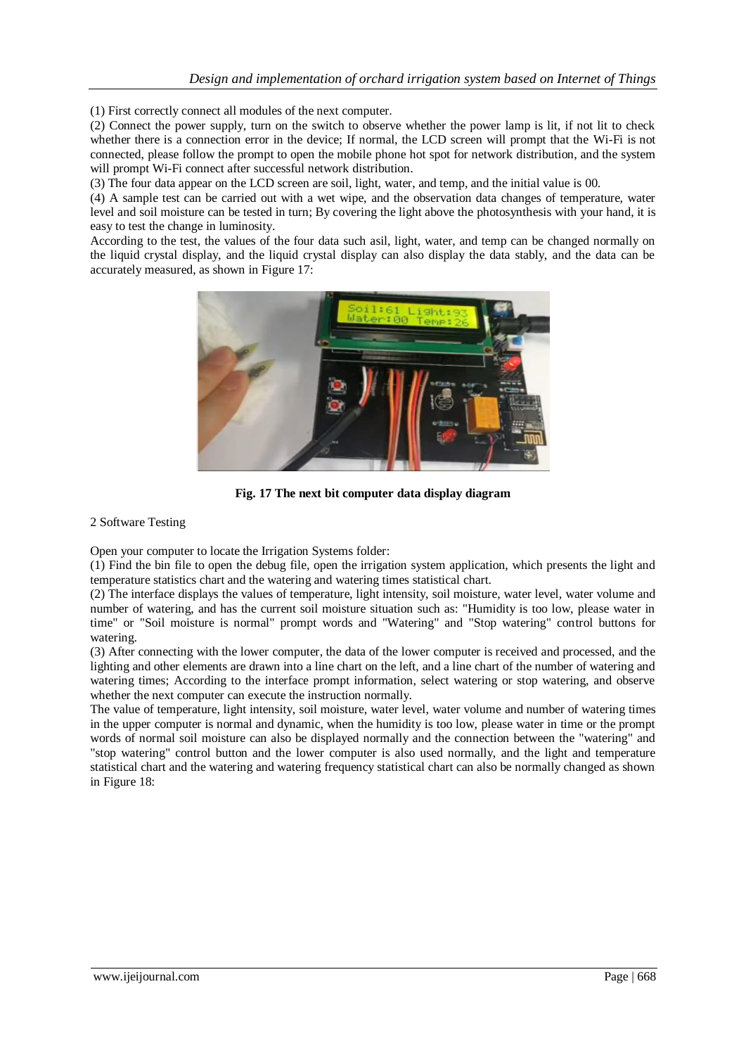(1) First correctly connect all modules of the next computer.

(2) Connect the power supply, turn on the switch to observe whether the power lamp is lit, if not lit to check whether there is a connection error in the device; If normal, the LCD screen will prompt that the Wi-Fi is not connected, please follow the prompt to open the mobile phone hot spot for network distribution, and the system will prompt Wi-Fi connect after successful network distribution.

(3) The four data appear on the LCD screen are soil, light, water, and temp, and the initial value is 00.

(4) A sample test can be carried out with a wet wipe, and the observation data changes of temperature, water level and soil moisture can be tested in turn; By covering the light above the photosynthesis with your hand, it is easy to test the change in luminosity.

According to the test, the values of the four data such asil, light, water, and temp can be changed normally on the liquid crystal display, and the liquid crystal display can also display the data stably, and the data can be accurately measured, as shown in Figure 17:

**Fig. 17 The next bit computer data display diagram**

2 Software Testing

Open your computer to locate the Irrigation Systems folder:

(1) Find the bin file to open the debug file, open the irrigation system application, which presents the light and temperature statistics chart and the watering and watering times statistical chart.

(2) The interface displays the values of temperature, light intensity, soil moisture, water level, water volume and number of watering, and has the current soil moisture situation such as: "Humidity is too low, please water in time" or "Soil moisture is normal" prompt words and "Watering" and "Stop watering" control buttons for watering.

(3) After connecting with the lower computer, the data of the lower computer is received and processed, and the lighting and other elements are drawn into a line chart on the left, and a line chart of the number of watering and watering times; According to the interface prompt information, select watering or stop watering, and observe whether the next computer can execute the instruction normally.

The value of temperature, light intensity, soil moisture, water level, water volume and number of watering times in the upper computer is normal and dynamic, when the humidity is too low, please water in time or the prompt words of normal soil moisture can also be displayed normally and the connection between the "watering" and "stop watering" control button and the lower computer is also used normally, and the light and temperature statistical chart and the watering and watering frequency statistical chart can also be normally changed as shown in Figure 18: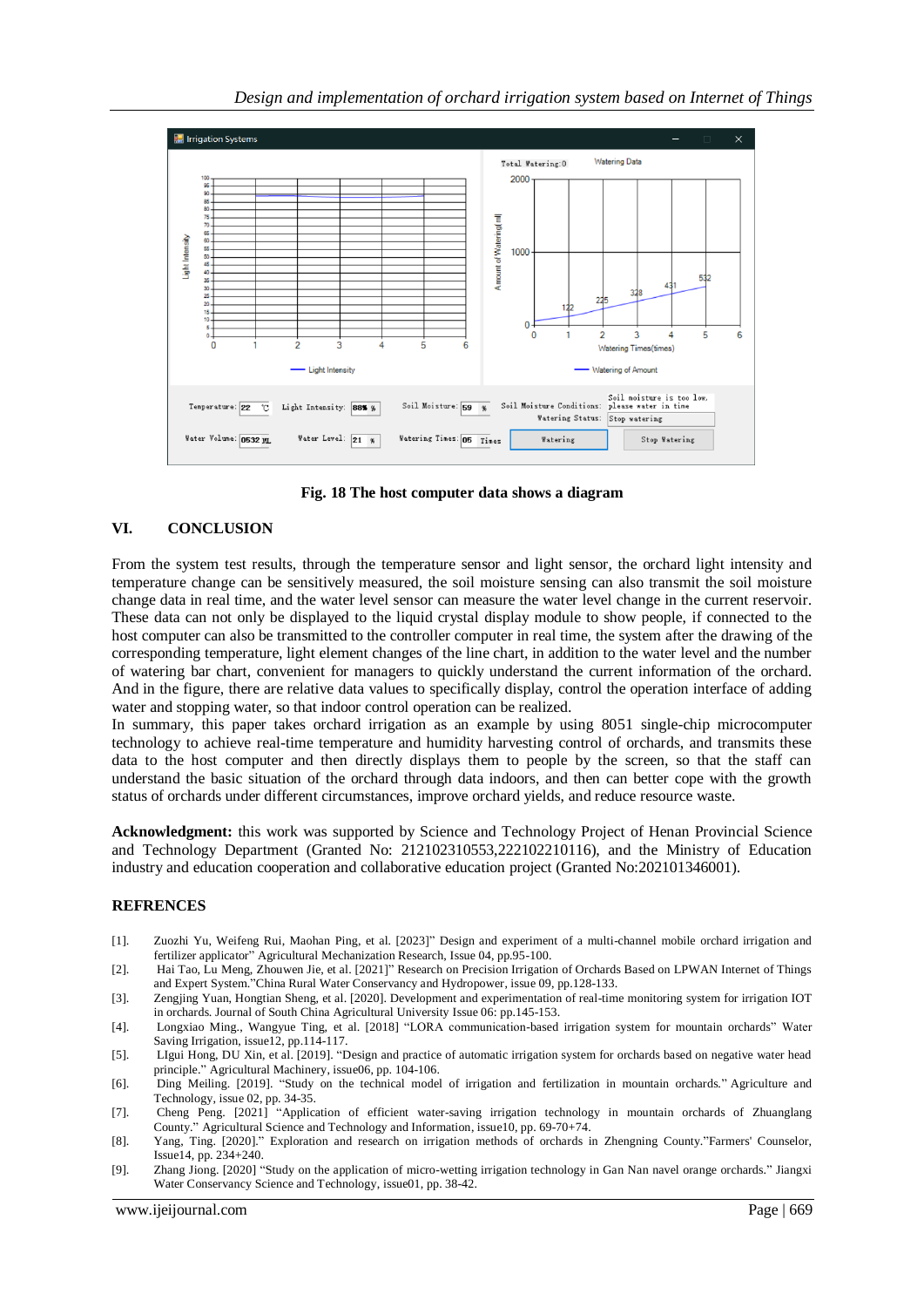Fig. 18 The host computer data shows a diagram

## VI. CONCLUSION

From the system test results, through the temperature sensor and light sensor, the orchard light intensity and temperature change can be sensitively measured, the soil moisture sensing can also transmit the soil moisture change data in real time, and the water level sensor can measure the water level change in the current reservoir. These data can not only be displayed to the liquid crystal display module to show people, if connected to the host computer can also be transmitted to the controller computer in real time, the system after the drawing of the corresponding temperature, light element changes of the line chart, in addition to the water level and the number of watering bar chart, convenient for managers to quickly understand the current information of the orchard. And in the figure, there are relative data values to specifically display, control the operation interface of adding water and stopping water, so that indoor control operation can be realized.

In summary, this paper takes orchard irrigation as an example by using 8051 single-chip microcomputer technology to achieve real-time temperature and humidity harvesting control of orchards, and transmits these data to the host computer and then directly displays them to people by the screen, so that the staff can understand the basic situation of the orchard through data indoors, and then can better cope with the growth status of orchards under different circumstances, improve orchard yields, and reduce resource waste.

**Acknowledgment:** this work was supported by Science and Technology Project of Henan Provincial Science and Technology Department (Granted No: 212102310553,222102210116), and the Ministry of Education industry and education cooperation and collaborative education project (Granted No:202101346001).

## REFRENCES

[1]. Zuozhi Yu, Weifeng Rui, Maohan Ping, et al. [2023]" Design and experiment of a multi-channel mobile orchard irrigation and fertilizer applicator" Agricultural Mechanization Research, Issue 04, pp.95-100.

[2]. Hai Tao, Lu Meng, Zhouwen Jie, et al. [2021]" Research on Precision Irrigation of Orchards Based on LPWAN Internet of Things and Expert System."China Rural Water Conservancy and Hydropower, issue 09, pp.128-133.

[3]. Zengjing Yuan, Hongtian Sheng, et al. [2020]. Development and experimentation of real-time monitoring system for irrigation IOT in orchards. Journal of South China Agricultural University Issue 06: pp.145-153.

[4]. Longxiao Ming., Wangyue Ting, et al. [2018] "LORA communication-based irrigation system for mountain orchards" Water Saving Irrigation, issue12, pp.114-117.

[5]. LIgui Hong, DU Xin, et al. [2019]. "Design and practice of automatic irrigation system for orchards based on negative water head principle." Agricultural Machinery, issue06, pp. 104-106.

[6]. Ding Meiling. [2019]. "Study on the technical model of irrigation and fertilization in mountain orchards." Agriculture and Technology, issue 02, pp. 34-35.

[7]. Cheng Peng. [2021] "Application of efficient water-saving irrigation technology in mountain orchards of Zhuanglang County." Agricultural Science and Technology and Information, issue10, pp. 69-70+74.

[8]. Yang, Ting. [2020]." Exploration and research on irrigation methods of orchards in Zhengning County."Farmers' Counselor, Issue14, pp. 234+240.

[9]. Zhang Jiong. [2020] "Study on the application of micro-wetting irrigation technology in Gan Nan navel orange orchards." Jiangxi Water Conservancy Science and Technology, issue01, pp. 38-42.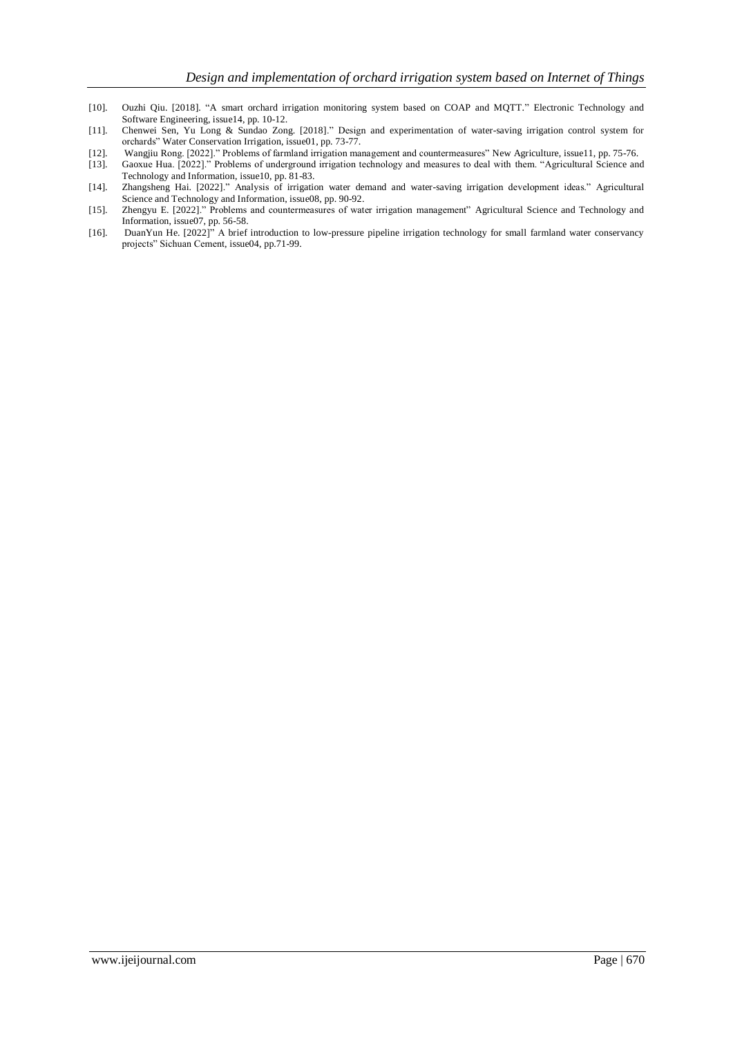[10]. Ouzhi Qiu. [2018]. "A smart orchard irrigation monitoring system based on COAP and MQTT." Electronic Technology and Software Engineering, issue14, pp. 10-12.

[11]. Chenwei Sen, Yu Long & Sundao Zong. [2018]." Design and experimentation of water-saving irrigation control system for orchards" Water Conservation Irrigation, issue01, pp. 73-77.

[12]. Wangjiu Rong. [2022]." Problems of farmland irrigation management and countermeasures" New Agriculture, issue11, pp. 75-76.

[13]. Gaoxue Hua. [2022]." Problems of underground irrigation technology and measures to deal with them. "Agricultural Science and Technology and Information, issue10, pp. 81-83.

[14]. Zhangsheng Hai. [2022]." Analysis of irrigation water demand and water-saving irrigation development ideas." Agricultural Science and Technology and Information, issue08, pp. 90-92.

[15]. Zhengyu E. [2022]." Problems and countermeasures of water irrigation management" Agricultural Science and Technology and Information, issue07, pp. 56-58.

[16]. DuanYun He. [2022]" A brief introduction to low-pressure pipeline irrigation technology for small farmland water conservancy projects" Sichuan Cement, issue04, pp.71-99.